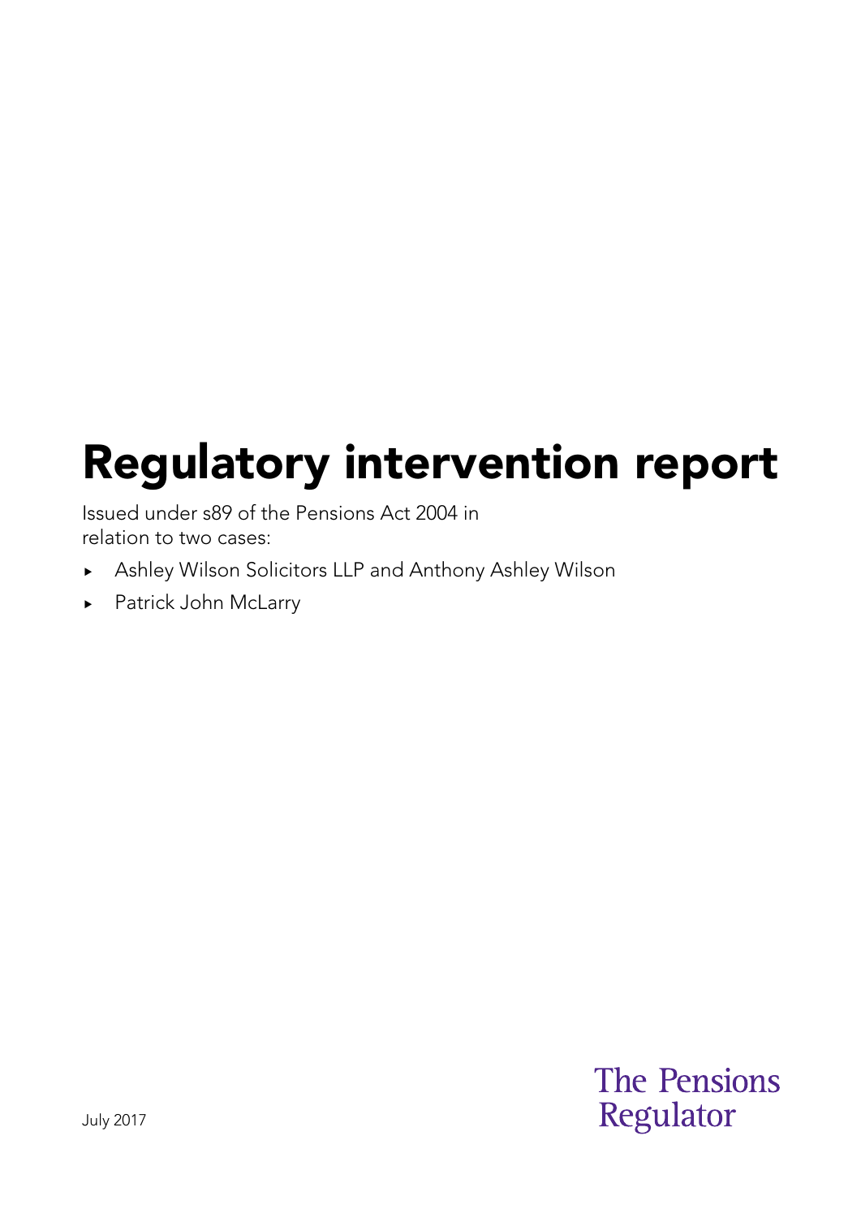# Regulatory intervention report

Issued under s89 of the Pensions Act 2004 in relation to two cases:

- Ashley Wilson Solicitors LLP and Anthony Ashley Wilson
- Patrick John McLarry

July 2017

The Pensions Regulator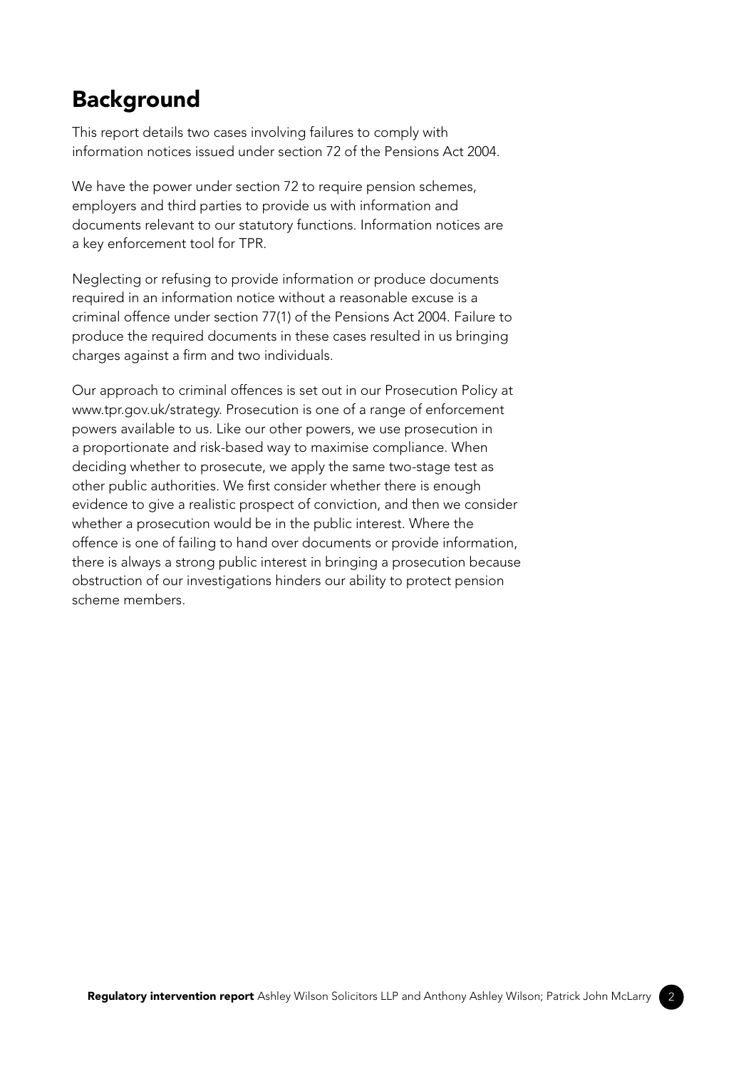## Background

This report details two cases involving failures to comply with information notices issued under section 72 of the Pensions Act 2004.

We have the power under section 72 to require pension schemes, employers and third parties to provide us with information and documents relevant to our statutory functions. Information notices are a key enforcement tool for TPR.

Neglecting or refusing to provide information or produce documents required in an information notice without a reasonable excuse is a criminal offence under section 77(1) of the Pensions Act 2004. Failure to produce the required documents in these cases resulted in us bringing charges against a firm and two individuals.

Our approach to criminal offences is set out in our Prosecution Policy at www.tpr.gov.uk/strategy. Prosecution is one of a range of enforcement powers available to us. Like our other powers, we use prosecution in a proportionate and risk-based way to maximise compliance. When deciding whether to prosecute, we apply the same two-stage test as other public authorities. We first consider whether there is enough evidence to give a realistic prospect of conviction, and then we consider whether a prosecution would be in the public interest. Where the offence is one of failing to hand over documents or provide information, there is always a strong public interest in bringing a prosecution because obstruction of our investigations hinders our ability to protect pension scheme members.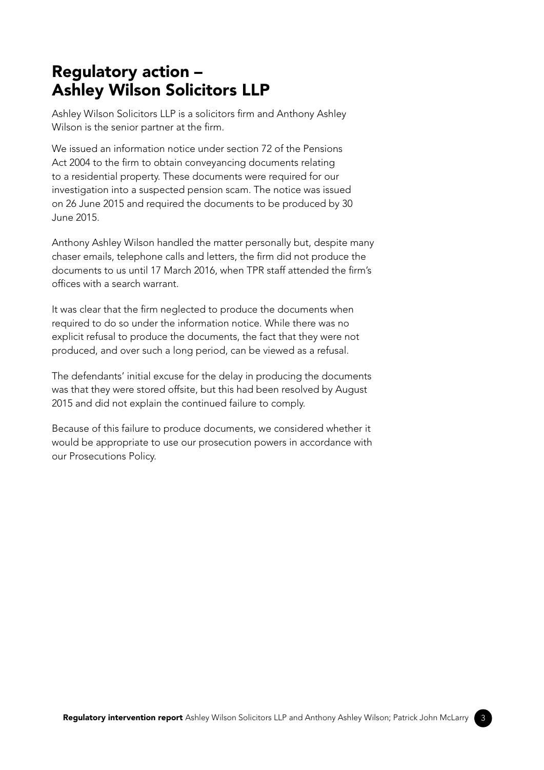# Regulatory action – Ashley Wilson Solicitors LLP

Ashley Wilson Solicitors LLP is a solicitors firm and Anthony Ashley Wilson is the senior partner at the firm.

We issued an information notice under section 72 of the Pensions Act 2004 to the firm to obtain conveyancing documents relating to a residential property. These documents were required for our investigation into a suspected pension scam. The notice was issued on 26 June 2015 and required the documents to be produced by 30 June 2015.

Anthony Ashley Wilson handled the matter personally but, despite many chaser emails, telephone calls and letters, the firm did not produce the documents to us until 17 March 2016, when TPR staff attended the firm's offices with a search warrant.

It was clear that the firm neglected to produce the documents when required to do so under the information notice. While there was no explicit refusal to produce the documents, the fact that they were not produced, and over such a long period, can be viewed as a refusal.

The defendants' initial excuse for the delay in producing the documents was that they were stored offsite, but this had been resolved by August 2015 and did not explain the continued failure to comply.

Because of this failure to produce documents, we considered whether it would be appropriate to use our prosecution powers in accordance with our Prosecutions Policy.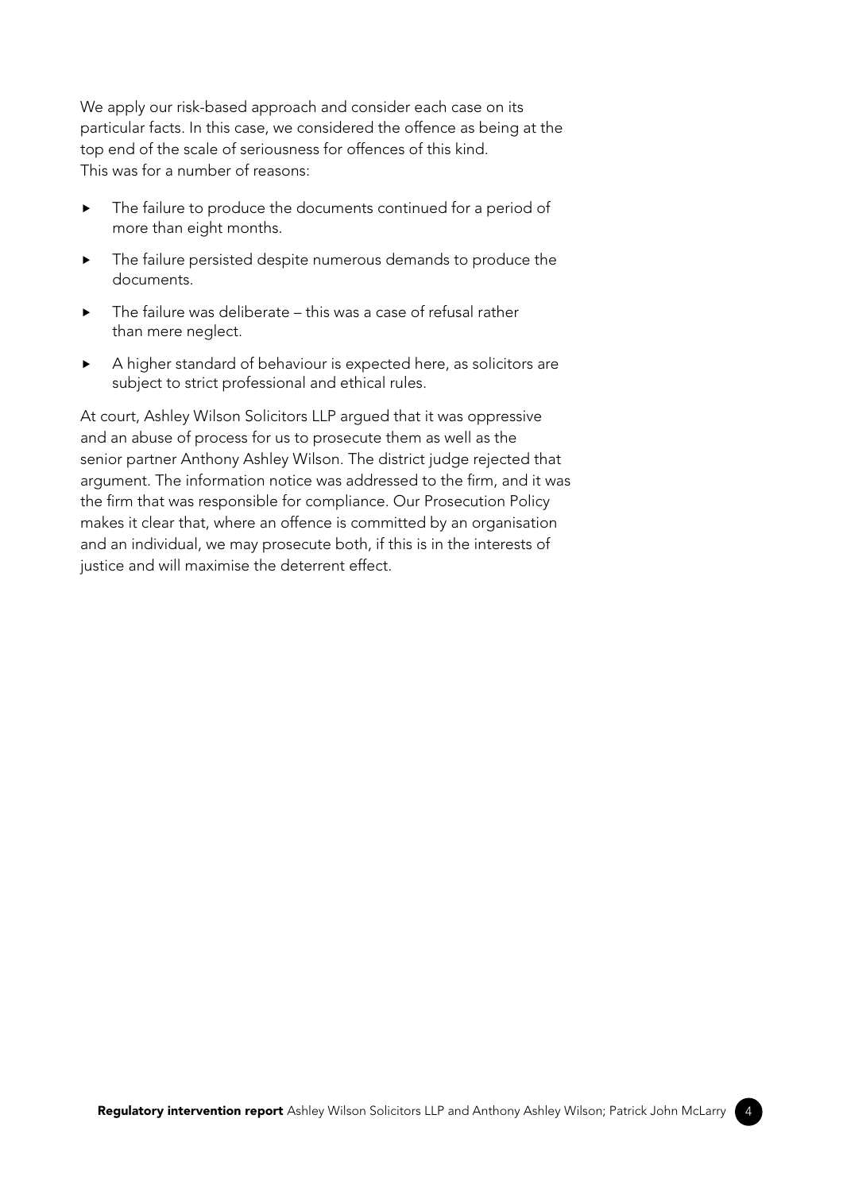We apply our risk-based approach and consider each case on its particular facts. In this case, we considered the offence as being at the top end of the scale of seriousness for offences of this kind. This was for a number of reasons:

- The failure to produce the documents continued for a period of more than eight months.
- The failure persisted despite numerous demands to produce the documents.
- The failure was deliberate – this was a case of refusal rather than mere neglect.
- A higher standard of behaviour is expected here, as solicitors are subject to strict professional and ethical rules.

At court, Ashley Wilson Solicitors LLP argued that it was oppressive and an abuse of process for us to prosecute them as well as the senior partner Anthony Ashley Wilson. The district judge rejected that argument. The information notice was addressed to the firm, and it was the firm that was responsible for compliance. Our Prosecution Policy makes it clear that, where an offence is committed by an organisation and an individual, we may prosecute both, if this is in the interests of justice and will maximise the deterrent effect.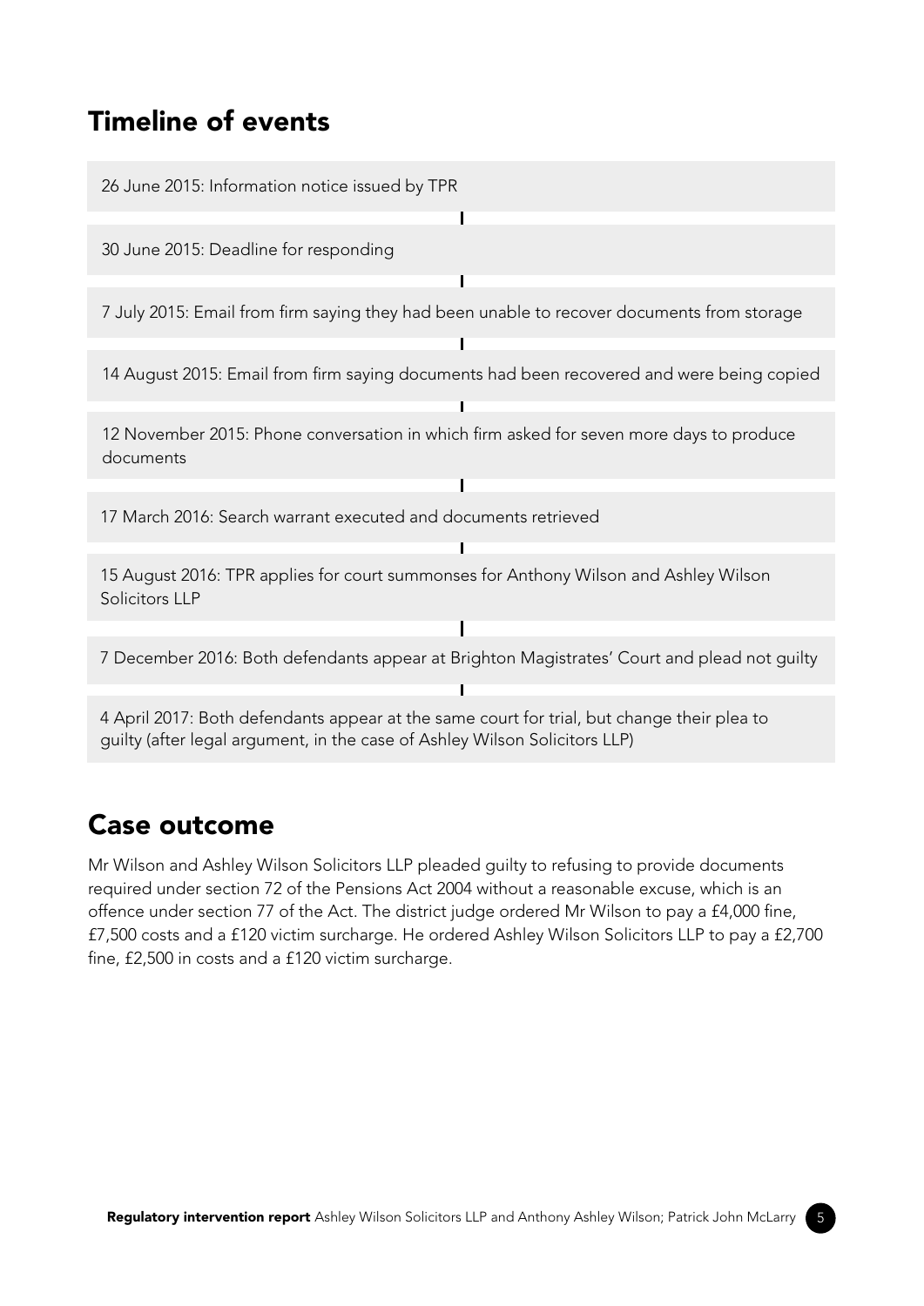## Timeline of events

- 26 June 2015: Information notice issued by TPR
- 30 June 2015: Deadline for responding
- 7 July 2015: Email from firm saying they had been unable to recover documents from storage
- 14 August 2015: Email from firm saying documents had been recovered and were being copied
- 12 November 2015: Phone conversation in which firm asked for seven more days to produce documents
- 17 March 2016: Search warrant executed and documents retrieved
- 15 August 2016: TPR applies for court summonses for Anthony Wilson and Ashley Wilson Solicitors LLP
- 7 December 2016: Both defendants appear at Brighton Magistrates' Court and plead not guilty
- 4 April 2017: Both defendants appear at the same court for trial, but change their plea to guilty (after legal argument, in the case of Ashley Wilson Solicitors LLP)

## Case outcome

Mr Wilson and Ashley Wilson Solicitors LLP pleaded guilty to refusing to provide documents required under section 72 of the Pensions Act 2004 without a reasonable excuse, which is an offence under section 77 of the Act. The district judge ordered Mr Wilson to pay a £4,000 fine, £7,500 costs and a £120 victim surcharge. He ordered Ashley Wilson Solicitors LLP to pay a £2,700 fine, £2,500 in costs and a £120 victim surcharge.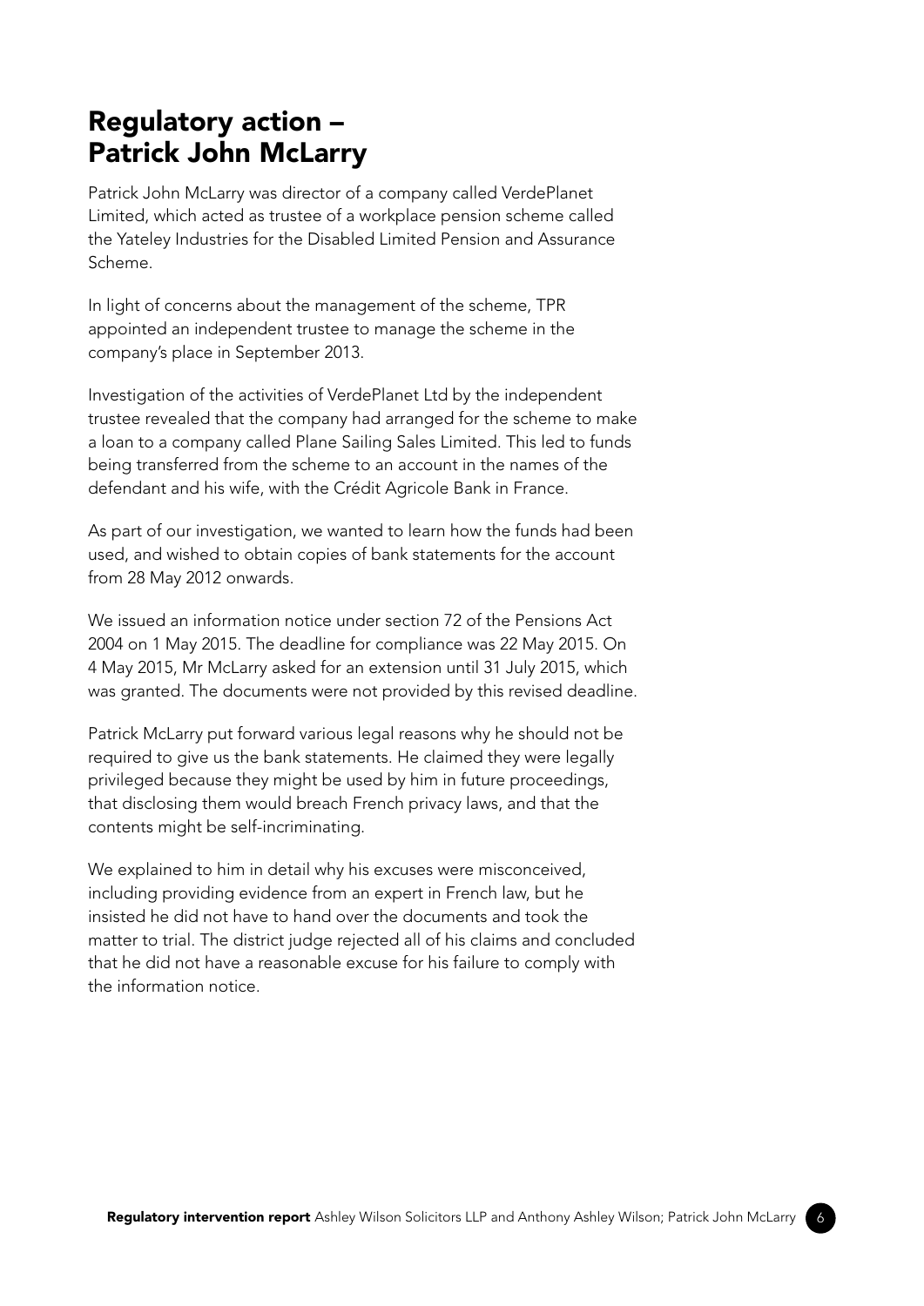# Regulatory action – Patrick John McLarry

Patrick John McLarry was director of a company called VerdePlanet Limited, which acted as trustee of a workplace pension scheme called the Yateley Industries for the Disabled Limited Pension and Assurance Scheme.

In light of concerns about the management of the scheme, TPR appointed an independent trustee to manage the scheme in the company's place in September 2013.

Investigation of the activities of VerdePlanet Ltd by the independent trustee revealed that the company had arranged for the scheme to make a loan to a company called Plane Sailing Sales Limited. This led to funds being transferred from the scheme to an account in the names of the defendant and his wife, with the Crédit Agricole Bank in France.

As part of our investigation, we wanted to learn how the funds had been used, and wished to obtain copies of bank statements for the account from 28 May 2012 onwards.

We issued an information notice under section 72 of the Pensions Act 2004 on 1 May 2015. The deadline for compliance was 22 May 2015. On 4 May 2015, Mr McLarry asked for an extension until 31 July 2015, which was granted. The documents were not provided by this revised deadline.

Patrick McLarry put forward various legal reasons why he should not be required to give us the bank statements. He claimed they were legally privileged because they might be used by him in future proceedings, that disclosing them would breach French privacy laws, and that the contents might be self-incriminating.

We explained to him in detail why his excuses were misconceived, including providing evidence from an expert in French law, but he insisted he did not have to hand over the documents and took the matter to trial. The district judge rejected all of his claims and concluded that he did not have a reasonable excuse for his failure to comply with the information notice.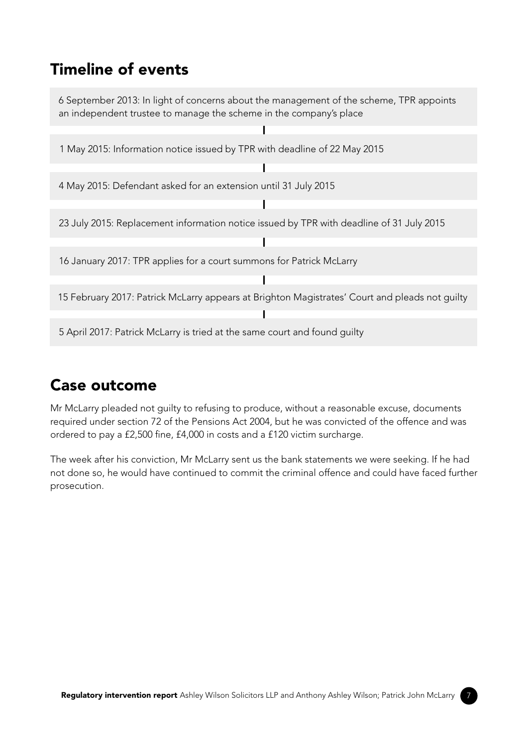## Timeline of events

6 September 2013: In light of concerns about the management of the scheme, TPR appoints an independent trustee to manage the scheme in the company's place

1 May 2015: Information notice issued by TPR with deadline of 22 May 2015

4 May 2015: Defendant asked for an extension until 31 July 2015

23 July 2015: Replacement information notice issued by TPR with deadline of 31 July 2015

16 January 2017: TPR applies for a court summons for Patrick McLarry

15 February 2017: Patrick McLarry appears at Brighton Magistrates' Court and pleads not guilty

5 April 2017: Patrick McLarry is tried at the same court and found guilty

## Case outcome

Mr McLarry pleaded not guilty to refusing to produce, without a reasonable excuse, documents required under section 72 of the Pensions Act 2004, but he was convicted of the offence and was ordered to pay a £2,500 fine, £4,000 in costs and a £120 victim surcharge.

The week after his conviction, Mr McLarry sent us the bank statements we were seeking. If he had not done so, he would have continued to commit the criminal offence and could have faced further prosecution.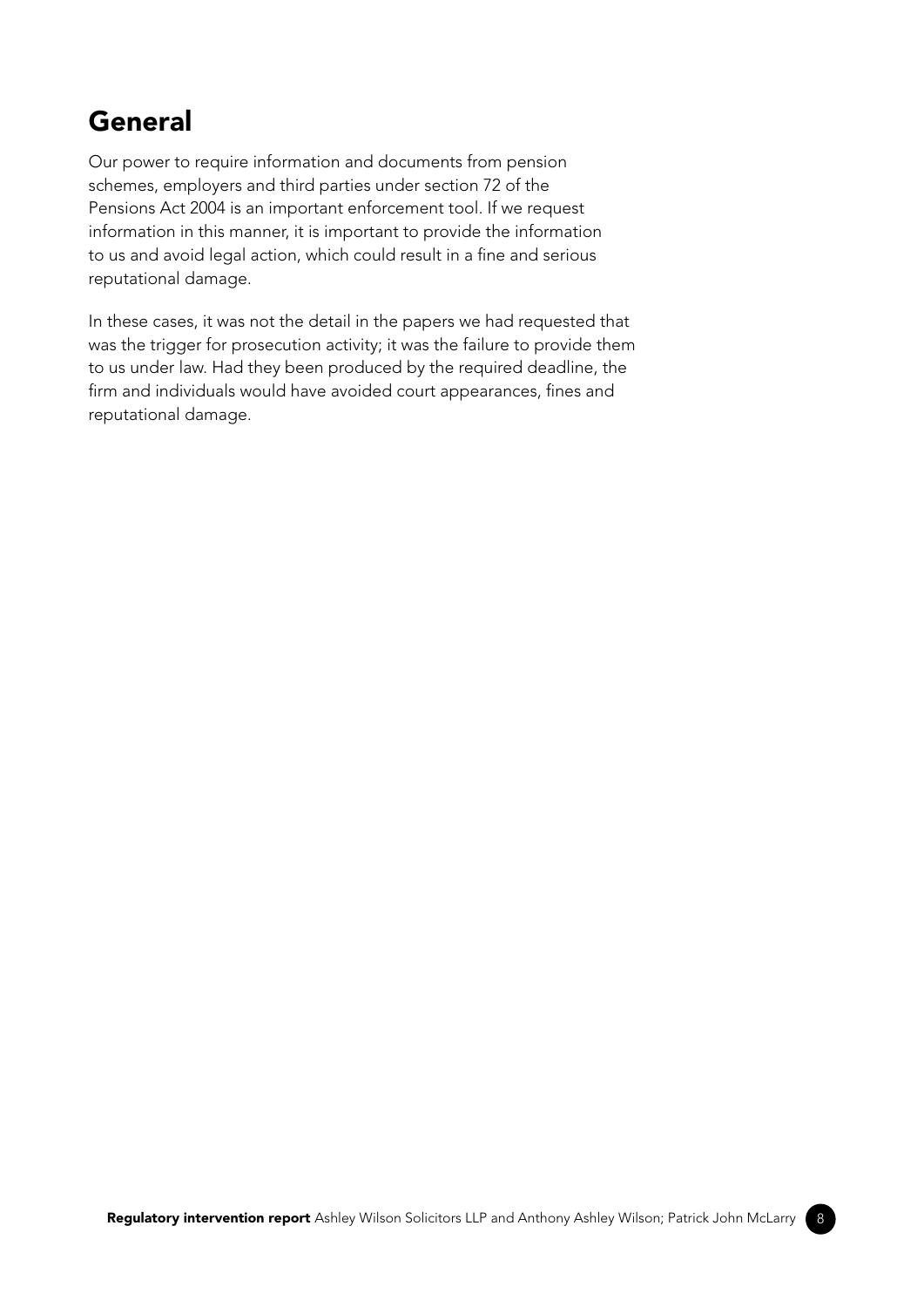## General

Our power to require information and documents from pension schemes, employers and third parties under section 72 of the Pensions Act 2004 is an important enforcement tool. If we request information in this manner, it is important to provide the information to us and avoid legal action, which could result in a fine and serious reputational damage.

In these cases, it was not the detail in the papers we had requested that was the trigger for prosecution activity; it was the failure to provide them to us under law. Had they been produced by the required deadline, the firm and individuals would have avoided court appearances, fines and reputational damage.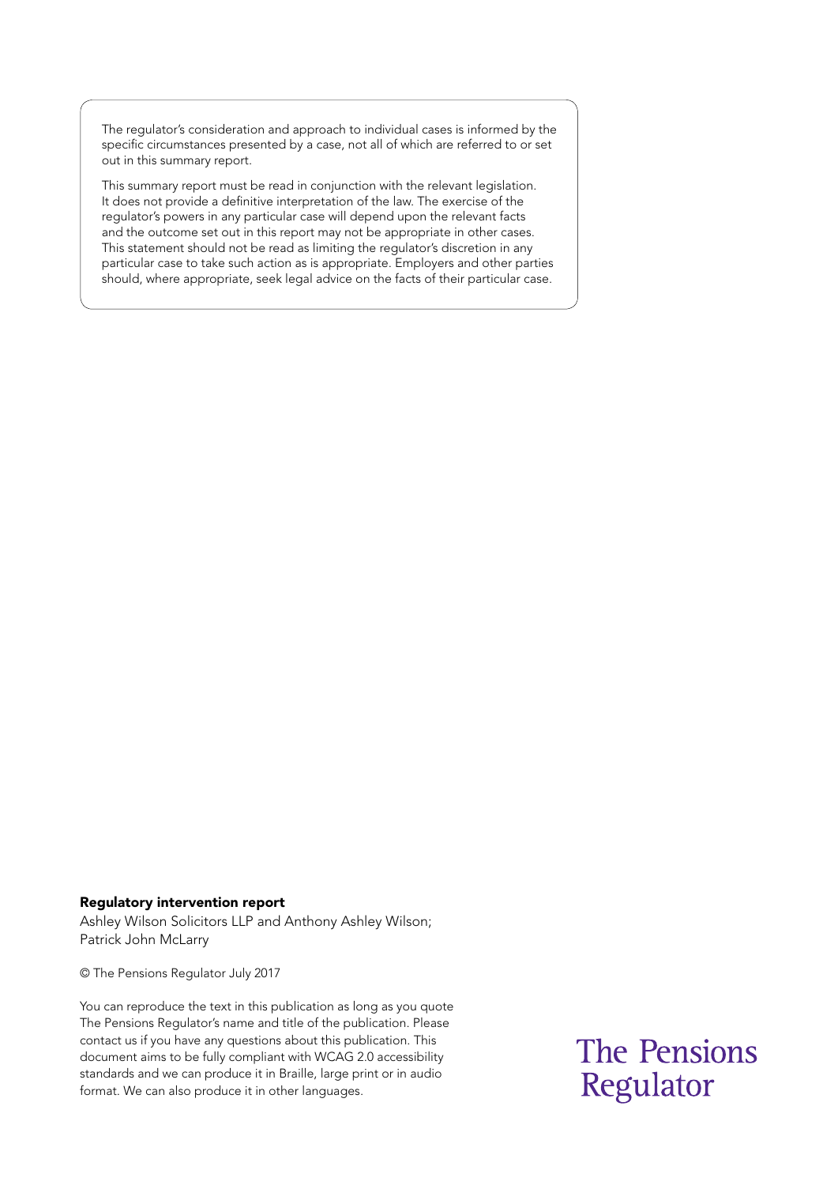The regulator's consideration and approach to individual cases is informed by the specific circumstances presented by a case, not all of which are referred to or set out in this summary report.

This summary report must be read in conjunction with the relevant legislation. It does not provide a definitive interpretation of the law. The exercise of the regulator's powers in any particular case will depend upon the relevant facts and the outcome set out in this report may not be appropriate in other cases. This statement should not be read as limiting the regulator's discretion in any particular case to take such action as is appropriate. Employers and other parties should, where appropriate, seek legal advice on the facts of their particular case.

**Regulatory intervention report**

Ashley Wilson Solicitors LLP and Anthony Ashley Wilson; Patrick John McLarry

© The Pensions Regulator July 2017

You can reproduce the text in this publication as long as you quote The Pensions Regulator's name and title of the publication. Please contact us if you have any questions about this publication. This document aims to be fully compliant with WCAG 2.0 accessibility standards and we can produce it in Braille, large print or in audio format. We can also produce it in other languages.

The Pensions Regulator